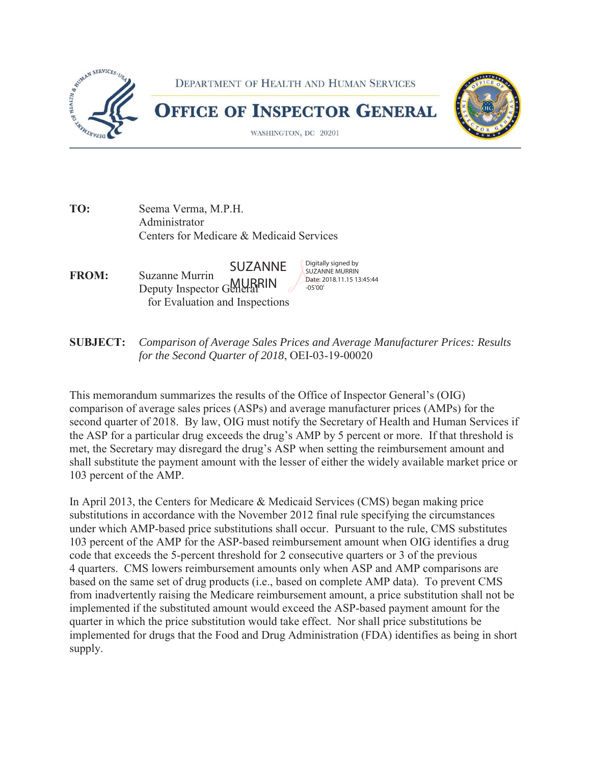DEPARTMENT OF HEALTH AND HUMAN SERVICES

# OFFICE OF INSPECTOR GENERAL

WASHINGTON, DC 20201

**TO:** Seema Verma, M.P.H.
Administrator
Centers for Medicare & Medicaid Services

**FROM:** Suzanne Murrin
Deputy Inspector General
for Evaluation and Inspections

SUZANNE MURRIN
Digitally signed by SUZANNE MURRIN
Date: 2018.11.15 13:45:44 -05'00'

**SUBJECT:** *Comparison of Average Sales Prices and Average Manufacturer Prices: Results for the Second Quarter of 2018*, OEI-03-19-00020

This memorandum summarizes the results of the Office of Inspector General's (OIG) comparison of average sales prices (ASPs) and average manufacturer prices (AMPs) for the second quarter of 2018. By law, OIG must notify the Secretary of Health and Human Services if the ASP for a particular drug exceeds the drug's AMP by 5 percent or more. If that threshold is met, the Secretary may disregard the drug's ASP when setting the reimbursement amount and shall substitute the payment amount with the lesser of either the widely available market price or 103 percent of the AMP.

In April 2013, the Centers for Medicare & Medicaid Services (CMS) began making price substitutions in accordance with the November 2012 final rule specifying the circumstances under which AMP-based price substitutions shall occur. Pursuant to the rule, CMS substitutes 103 percent of the AMP for the ASP-based reimbursement amount when OIG identifies a drug code that exceeds the 5-percent threshold for 2 consecutive quarters or 3 of the previous 4 quarters. CMS lowers reimbursement amounts only when ASP and AMP comparisons are based on the same set of drug products (i.e., based on complete AMP data). To prevent CMS from inadvertently raising the Medicare reimbursement amount, a price substitution shall not be implemented if the substituted amount would exceed the ASP-based payment amount for the quarter in which the price substitution would take effect. Nor shall price substitutions be implemented for drugs that the Food and Drug Administration (FDA) identifies as being in short supply.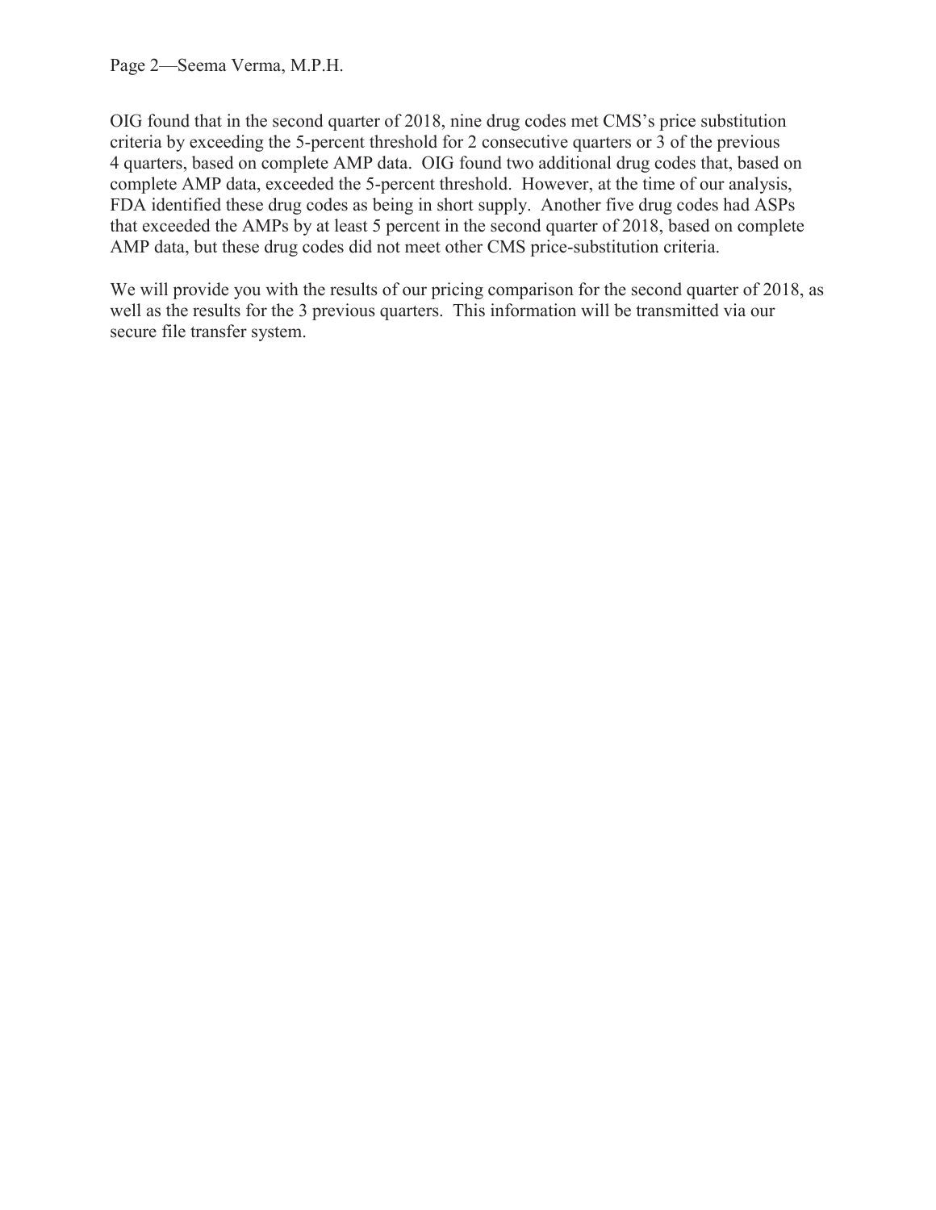OIG found that in the second quarter of 2018, nine drug codes met CMS's price substitution criteria by exceeding the 5-percent threshold for 2 consecutive quarters or 3 of the previous 4 quarters, based on complete AMP data. OIG found two additional drug codes that, based on complete AMP data, exceeded the 5-percent threshold. However, at the time of our analysis, FDA identified these drug codes as being in short supply. Another five drug codes had ASPs that exceeded the AMPs by at least 5 percent in the second quarter of 2018, based on complete AMP data, but these drug codes did not meet other CMS price-substitution criteria.

We will provide you with the results of our pricing comparison for the second quarter of 2018, as well as the results for the 3 previous quarters. This information will be transmitted via our secure file transfer system.